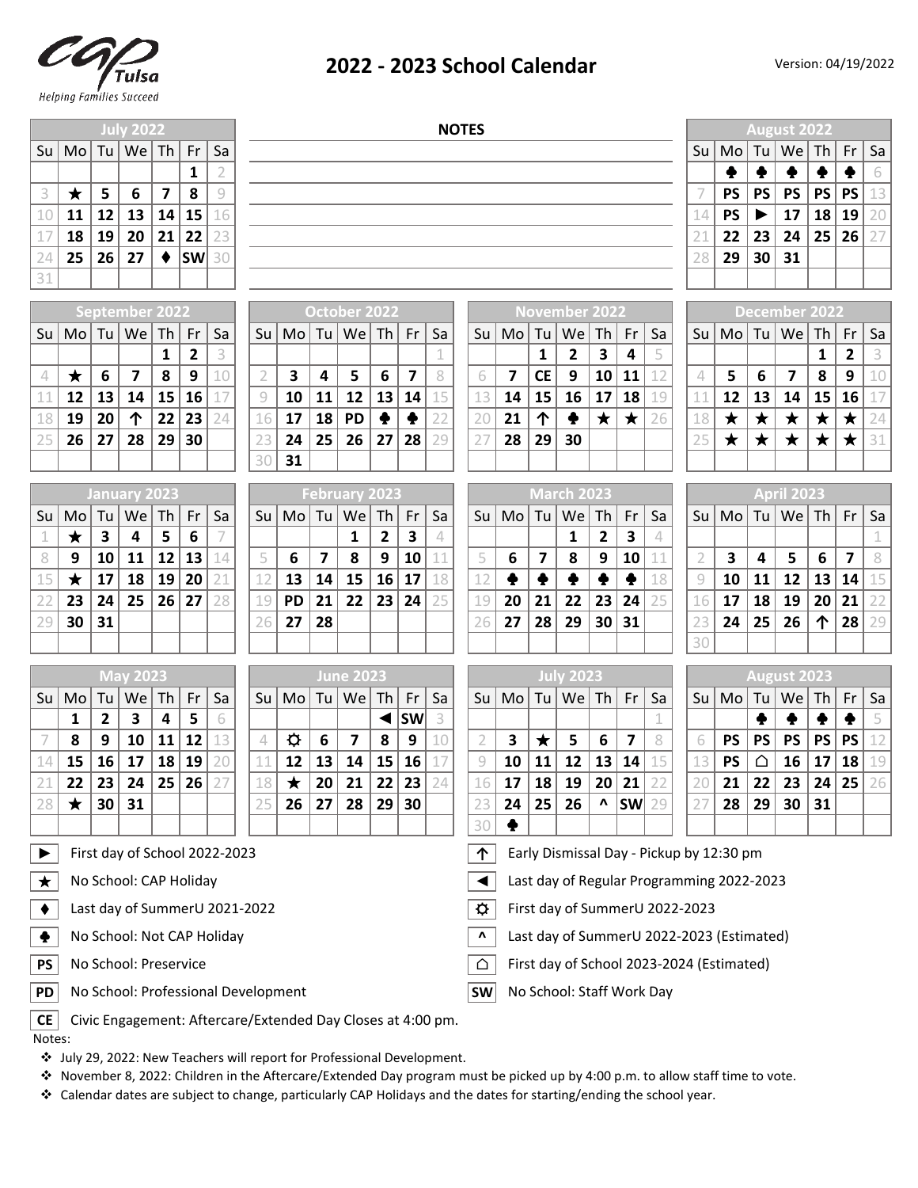# 2022 - 2023 School Calendar

CAP Tulsa — Helping Families Succeed

Version: 04/19/2022

**NOTES**

### July 2022

| Su | Mo | Tu | We | Th | Fr | Sa |
|---|---|---|---|---|---|---|
| | | | | | 1 | 2 |
| 3 | ★ | 5 | 6 | 7 | 8 | 9 |
| 10 | 11 | 12 | 13 | 14 | 15 | 16 |
| 17 | 18 | 19 | 20 | 21 | 22 | 23 |
| 24 | 25 | 26 | 27 | ♦ | SW | 30 |
| 31 | | | | | | |

### August 2022

| Su | Mo | Tu | We | Th | Fr | Sa |
|---|---|---|---|---|---|---|
| | ♣ | ♣ | ♣ | ♣ | ♣ | 6 |
| 7 | PS | PS | PS | PS | PS | 13 |
| 14 | PS | ► | 17 | 18 | 19 | 20 |
| 21 | 22 | 23 | 24 | 25 | 26 | 27 |
| 28 | 29 | 30 | 31 | | | |

### September 2022

| Su | Mo | Tu | We | Th | Fr | Sa |
|---|---|---|---|---|---|---|
| | | | | 1 | 2 | 3 |
| 4 | ★ | 6 | 7 | 8 | 9 | 10 |
| 11 | 12 | 13 | 14 | 15 | 16 | 17 |
| 18 | 19 | 20 | ↑ | 22 | 23 | 24 |
| 25 | 26 | 27 | 28 | 29 | 30 | |

### October 2022

| Su | Mo | Tu | We | Th | Fr | Sa |
|---|---|---|---|---|---|---|
| | | | | | | 1 |
| 2 | 3 | 4 | 5 | 6 | 7 | 8 |
| 9 | 10 | 11 | 12 | 13 | 14 | 15 |
| 16 | 17 | 18 | PD | ♣ | ♣ | 22 |
| 23 | 24 | 25 | 26 | 27 | 28 | 29 |
| 30 | 31 | | | | | |

### November 2022

| Su | Mo | Tu | We | Th | Fr | Sa |
|---|---|---|---|---|---|---|
| | | 1 | 2 | 3 | 4 | 5 |
| 6 | 7 | CE | 9 | 10 | 11 | 12 |
| 13 | 14 | 15 | 16 | 17 | 18 | 19 |
| 20 | 21 | ↑ | ♣ | ★ | ★ | 26 |
| 27 | 28 | 29 | 30 | | | |

### December 2022

| Su | Mo | Tu | We | Th | Fr | Sa |
|---|---|---|---|---|---|---|
| | | | | 1 | 2 | 3 |
| 4 | 5 | 6 | 7 | 8 | 9 | 10 |
| 11 | 12 | 13 | 14 | 15 | 16 | 17 |
| 18 | ★ | ★ | ★ | ★ | ★ | 24 |
| 25 | ★ | ★ | ★ | ★ | ★ | 31 |

### January 2023

| Su | Mo | Tu | We | Th | Fr | Sa |
|---|---|---|---|---|---|---|
| 1 | ★ | 3 | 4 | 5 | 6 | 7 |
| 8 | 9 | 10 | 11 | 12 | 13 | 14 |
| 15 | ★ | 17 | 18 | 19 | 20 | 21 |
| 22 | 23 | 24 | 25 | 26 | 27 | 28 |
| 29 | 30 | 31 | | | | |

### February 2023

| Su | Mo | Tu | We | Th | Fr | Sa |
|---|---|---|---|---|---|---|
| | | | 1 | 2 | 3 | 4 |
| 5 | 6 | 7 | 8 | 9 | 10 | 11 |
| 12 | 13 | 14 | 15 | 16 | 17 | 18 |
| 19 | PD | 21 | 22 | 23 | 24 | 25 |
| 26 | 27 | 28 | | | | |

### March 2023

| Su | Mo | Tu | We | Th | Fr | Sa |
|---|---|---|---|---|---|---|
| | | | 1 | 2 | 3 | 4 |
| 5 | 6 | 7 | 8 | 9 | 10 | 11 |
| 12 | ♣ | ♣ | ♣ | ♣ | ♣ | 18 |
| 19 | 20 | 21 | 22 | 23 | 24 | 25 |
| 26 | 27 | 28 | 29 | 30 | 31 | |

### April 2023

| Su | Mo | Tu | We | Th | Fr | Sa |
|---|---|---|---|---|---|---|
| | | | | | | 1 |
| 2 | 3 | 4 | 5 | 6 | 7 | 8 |
| 9 | 10 | 11 | 12 | 13 | 14 | 15 |
| 16 | 17 | 18 | 19 | 20 | 21 | 22 |
| 23 | 24 | 25 | 26 | ↑ | 28 | 29 |
| 30 | | | | | | |

### May 2023

| Su | Mo | Tu | We | Th | Fr | Sa |
|---|---|---|---|---|---|---|
| | 1 | 2 | 3 | 4 | 5 | 6 |
| 7 | 8 | 9 | 10 | 11 | 12 | 13 |
| 14 | 15 | 16 | 17 | 18 | 19 | 20 |
| 21 | 22 | 23 | 24 | 25 | 26 | 27 |
| 28 | ★ | 30 | 31 | | | |

### June 2023

| Su | Mo | Tu | We | Th | Fr | Sa |
|---|---|---|---|---|---|---|
| | | | | ◄ | SW | 3 |
| 4 | ☼ | 6 | 7 | 8 | 9 | 10 |
| 11 | 12 | 13 | 14 | 15 | 16 | 17 |
| 18 | ★ | 20 | 21 | 22 | 23 | 24 |
| 25 | 26 | 27 | 28 | 29 | 30 | |

### July 2023

| Su | Mo | Tu | We | Th | Fr | Sa |
|---|---|---|---|---|---|---|
| | | | | | | 1 |
| 2 | 3 | ★ | 5 | 6 | 7 | 8 |
| 9 | 10 | 11 | 12 | 13 | 14 | 15 |
| 16 | 17 | 18 | 19 | 20 | 21 | 22 |
| 23 | 24 | 25 | 26 | ^ | SW | 29 |
| 30 | ♣ | | | | | |

### August 2023

| Su | Mo | Tu | We | Th | Fr | Sa |
|---|---|---|---|---|---|---|
| | | ♣ | ♣ | ♣ | ♣ | 5 |
| 6 | PS | PS | PS | PS | PS | 12 |
| 13 | PS | ⌂ | 16 | 17 | 18 | 19 |
| 20 | 21 | 22 | 23 | 24 | 25 | 26 |
| 27 | 28 | 29 | 30 | 31 | | |

### Legend

| Symbol | Meaning |
|---|---|
| ► | First day of School 2022-2023 |
| ★ | No School: CAP Holiday |
| ♦ | Last day of SummerU 2021-2022 |
| ♣ | No School: Not CAP Holiday |
| PS | No School: Preservice |
| PD | No School: Professional Development |
| CE | Civic Engagement: Aftercare/Extended Day Closes at 4:00 pm. |
| ↑ | Early Dismissal Day - Pickup by 12:30 pm |
| ◄ | Last day of Regular Programming 2022-2023 |
| ☼ | First day of SummerU 2022-2023 |
| ^ | Last day of SummerU 2022-2023 (Estimated) |
| ⌂ | First day of School 2023-2024 (Estimated) |
| SW | No School: Staff Work Day |

Notes:

- July 29, 2022: New Teachers will report for Professional Development.
- November 8, 2022: Children in the Aftercare/Extended Day program must be picked up by 4:00 p.m. to allow staff time to vote.
- Calendar dates are subject to change, particularly CAP Holidays and the dates for starting/ending the school year.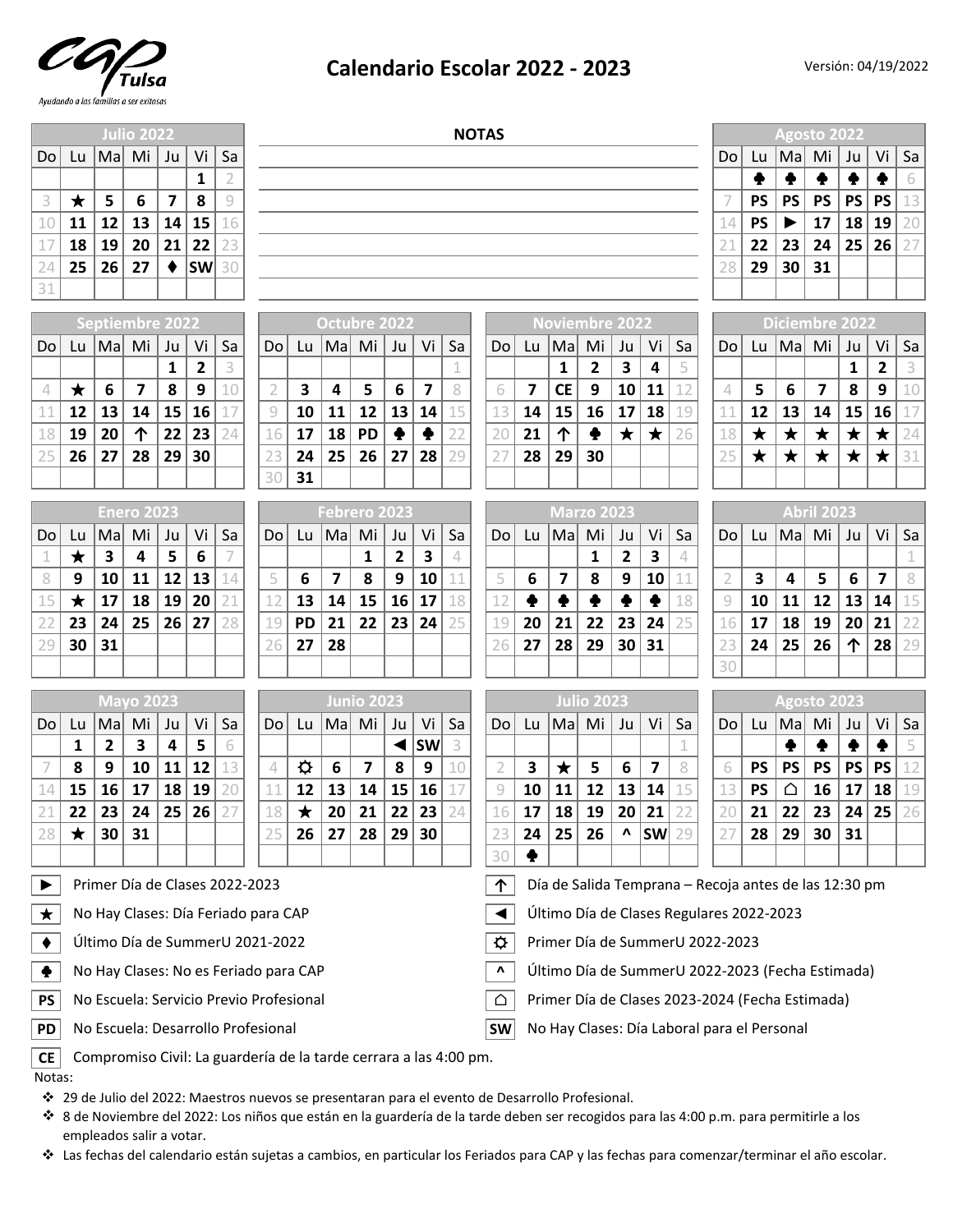# Calendario Escolar 2022 - 2023

Versión: 04/19/2022

CAP Tulsa — *Ayudando a las familias a ser exitosas*

### Julio 2022

| Do | Lu | Ma | Mi | Ju | Vi | Sa |
|---|---|---|---|---|---|---|
| | | | | | 1 | 2 |
| 3 | ★ | 5 | 6 | 7 | 8 | 9 |
| 10 | 11 | 12 | 13 | 14 | 15 | 16 |
| 17 | 18 | 19 | 20 | 21 | 22 | 23 |
| 24 | 25 | 26 | 27 | ♦ | SW | 30 |
| 31 | | | | | | |

### NOTAS

### Agosto 2022

| Do | Lu | Ma | Mi | Ju | Vi | Sa |
|---|---|---|---|---|---|---|
| | ♣ | ♣ | ♣ | ♣ | ♣ | 6 |
| 7 | PS | PS | PS | PS | PS | 13 |
| 14 | PS | ► | 17 | 18 | 19 | 20 |
| 21 | 22 | 23 | 24 | 25 | 26 | 27 |
| 28 | 29 | 30 | 31 | | | |

### Septiembre 2022

| Do | Lu | Ma | Mi | Ju | Vi | Sa |
|---|---|---|---|---|---|---|
| | | | | 1 | 2 | 3 |
| 4 | ★ | 6 | 7 | 8 | 9 | 10 |
| 11 | 12 | 13 | 14 | 15 | 16 | 17 |
| 18 | 19 | 20 | ↑ | 22 | 23 | 24 |
| 25 | 26 | 27 | 28 | 29 | 30 | |

### Octubre 2022

| Do | Lu | Ma | Mi | Ju | Vi | Sa |
|---|---|---|---|---|---|---|
| | | | | | | 1 |
| 2 | 3 | 4 | 5 | 6 | 7 | 8 |
| 9 | 10 | 11 | 12 | 13 | 14 | 15 |
| 16 | 17 | 18 | PD | ♣ | ♣ | 22 |
| 23 | 24 | 25 | 26 | 27 | 28 | 29 |
| 30 | 31 | | | | | |

### Noviembre 2022

| Do | Lu | Ma | Mi | Ju | Vi | Sa |
|---|---|---|---|---|---|---|
| | | 1 | 2 | 3 | 4 | 5 |
| 6 | 7 | CE | 9 | 10 | 11 | 12 |
| 13 | 14 | 15 | 16 | 17 | 18 | 19 |
| 20 | 21 | ↑ | ♣ | ★ | ★ | 26 |
| 27 | 28 | 29 | 30 | | | |

### Diciembre 2022

| Do | Lu | Ma | Mi | Ju | Vi | Sa |
|---|---|---|---|---|---|---|
| | | | | 1 | 2 | 3 |
| 4 | 5 | 6 | 7 | 8 | 9 | 10 |
| 11 | 12 | 13 | 14 | 15 | 16 | 17 |
| 18 | ★ | ★ | ★ | ★ | ★ | 24 |
| 25 | ★ | ★ | ★ | ★ | ★ | 31 |

### Enero 2023

| Do | Lu | Ma | Mi | Ju | Vi | Sa |
|---|---|---|---|---|---|---|
| 1 | ★ | 3 | 4 | 5 | 6 | 7 |
| 8 | 9 | 10 | 11 | 12 | 13 | 14 |
| 15 | ★ | 17 | 18 | 19 | 20 | 21 |
| 22 | 23 | 24 | 25 | 26 | 27 | 28 |
| 29 | 30 | 31 | | | | |

### Febrero 2023

| Do | Lu | Ma | Mi | Ju | Vi | Sa |
|---|---|---|---|---|---|---|
| | | | 1 | 2 | 3 | 4 |
| 5 | 6 | 7 | 8 | 9 | 10 | 11 |
| 12 | 13 | 14 | 15 | 16 | 17 | 18 |
| 19 | PD | 21 | 22 | 23 | 24 | 25 |
| 26 | 27 | 28 | | | | |

### Marzo 2023

| Do | Lu | Ma | Mi | Ju | Vi | Sa |
|---|---|---|---|---|---|---|
| | | | 1 | 2 | 3 | 4 |
| 5 | 6 | 7 | 8 | 9 | 10 | 11 |
| 12 | ♣ | ♣ | ♣ | ♣ | ♣ | 18 |
| 19 | 20 | 21 | 22 | 23 | 24 | 25 |
| 26 | 27 | 28 | 29 | 30 | 31 | |

### Abril 2023

| Do | Lu | Ma | Mi | Ju | Vi | Sa |
|---|---|---|---|---|---|---|
| | | | | | | 1 |
| 2 | 3 | 4 | 5 | 6 | 7 | 8 |
| 9 | 10 | 11 | 12 | 13 | 14 | 15 |
| 16 | 17 | 18 | 19 | 20 | 21 | 22 |
| 23 | 24 | 25 | 26 | ↑ | 28 | 29 |
| 30 | | | | | | |

### Mayo 2023

| Do | Lu | Ma | Mi | Ju | Vi | Sa |
|---|---|---|---|---|---|---|
| | 1 | 2 | 3 | 4 | 5 | 6 |
| 7 | 8 | 9 | 10 | 11 | 12 | 13 |
| 14 | 15 | 16 | 17 | 18 | 19 | 20 |
| 21 | 22 | 23 | 24 | 25 | 26 | 27 |
| 28 | ★ | 30 | 31 | | | |

### Junio 2023

| Do | Lu | Ma | Mi | Ju | Vi | Sa |
|---|---|---|---|---|---|---|
| | | | | ◄ | SW | 3 |
| 4 | ☼ | 6 | 7 | 8 | 9 | 10 |
| 11 | 12 | 13 | 14 | 15 | 16 | 17 |
| 18 | ★ | 20 | 21 | 22 | 23 | 24 |
| 25 | 26 | 27 | 28 | 29 | 30 | |

### Julio 2023

| Do | Lu | Ma | Mi | Ju | Vi | Sa |
|---|---|---|---|---|---|---|
| | | | | | | 1 |
| 2 | 3 | ★ | 5 | 6 | 7 | 8 |
| 9 | 10 | 11 | 12 | 13 | 14 | 15 |
| 16 | 17 | 18 | 19 | 20 | 21 | 22 |
| 23 | 24 | 25 | 26 | ^ | SW | 29 |
| 30 | ♣ | | | | | |

### Agosto 2023

| Do | Lu | Ma | Mi | Ju | Vi | Sa |
|---|---|---|---|---|---|---|
| | | ♣ | ♣ | ♣ | ♣ | 5 |
| 6 | PS | PS | PS | PS | PS | 12 |
| 13 | PS | ⌂ | 16 | 17 | 18 | 19 |
| 20 | 21 | 22 | 23 | 24 | 25 | 26 |
| 27 | 28 | 29 | 30 | 31 | | |

| Símbolo | Descripción |
|---|---|
| ► | Primer Día de Clases 2022-2023 |
| ★ | No Hay Clases: Día Feriado para CAP |
| ♦ | Último Día de SummerU 2021-2022 |
| ♣ | No Hay Clases: No es Feriado para CAP |
| PS | No Escuela: Servicio Previo Profesional |
| PD | No Escuela: Desarrollo Profesional |
| CE | Compromiso Civil: La guardería de la tarde cerrara a las 4:00 pm. |
| ↑ | Día de Salida Temprana – Recoja antes de las 12:30 pm |
| ◄ | Último Día de Clases Regulares 2022-2023 |
| ☼ | Primer Día de SummerU 2022-2023 |
| ^ | Último Día de SummerU 2022-2023 (Fecha Estimada) |
| ⌂ | Primer Día de Clases 2023-2024 (Fecha Estimada) |
| SW | No Hay Clases: Día Laboral para el Personal |

Notas:

- 29 de Julio del 2022: Maestros nuevos se presentaran para el evento de Desarrollo Profesional.
- 8 de Noviembre del 2022: Los niños que están en la guardería de la tarde deben ser recogidos para las 4:00 p.m. para permitirle a los empleados salir a votar.
- Las fechas del calendario están sujetas a cambios, en particular los Feriados para CAP y las fechas para comenzar/terminar el año escolar.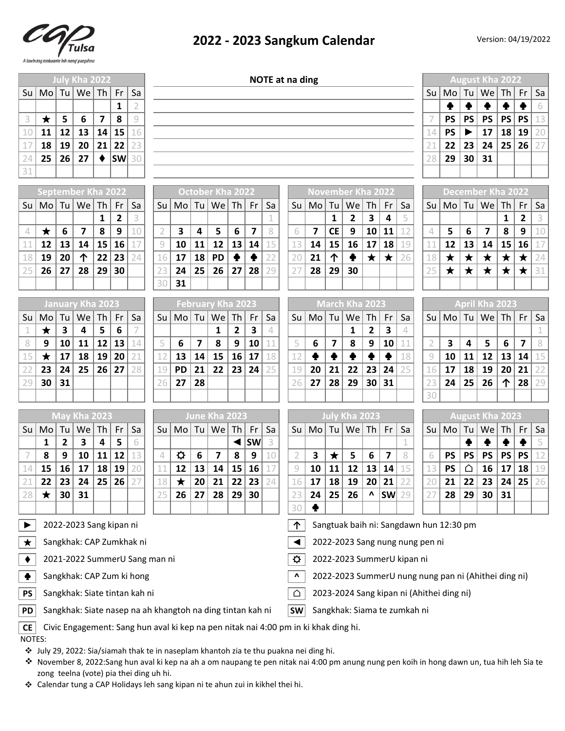# 2022 - 2023 Sangkum Calendar

Version: 04/19/2022

A lawhcing innkuante hih nang panpihna

**NOTE at na ding**

### July Kha 2022

| Su | Mo | Tu | We | Th | Fr | Sa |
|---|---|---|---|---|---|---|
| | | | | | 1 | 2 |
| 3 | ★ | 5 | 6 | 7 | 8 | 9 |
| 10 | 11 | 12 | 13 | 14 | 15 | 16 |
| 17 | 18 | 19 | 20 | 21 | 22 | 23 |
| 24 | 25 | 26 | 27 | ♦ | SW | 30 |
| 31 | | | | | | |

### August Kha 2022

| Su | Mo | Tu | We | Th | Fr | Sa |
|---|---|---|---|---|---|---|
| | ♣ | ♣ | ♣ | ♣ | ♣ | 6 |
| 7 | PS | PS | PS | PS | PS | 13 |
| 14 | PS | ► | 17 | 18 | 19 | 20 |
| 21 | 22 | 23 | 24 | 25 | 26 | 27 |
| 28 | 29 | 30 | 31 | | | |

### September Kha 2022

| Su | Mo | Tu | We | Th | Fr | Sa |
|---|---|---|---|---|---|---|
| | | | | 1 | 2 | 3 |
| 4 | ★ | 6 | 7 | 8 | 9 | 10 |
| 11 | 12 | 13 | 14 | 15 | 16 | 17 |
| 18 | 19 | 20 | ↑ | 22 | 23 | 24 |
| 25 | 26 | 27 | 28 | 29 | 30 | |

### October Kha 2022

| Su | Mo | Tu | We | Th | Fr | Sa |
|---|---|---|---|---|---|---|
| | | | | | | 1 |
| 2 | 3 | 4 | 5 | 6 | 7 | 8 |
| 9 | 10 | 11 | 12 | 13 | 14 | 15 |
| 16 | 17 | 18 | PD | ♣ | ♣ | 22 |
| 23 | 24 | 25 | 26 | 27 | 28 | 29 |
| 30 | 31 | | | | | |

### November Kha 2022

| Su | Mo | Tu | We | Th | Fr | Sa |
|---|---|---|---|---|---|---|
| | | 1 | 2 | 3 | 4 | 5 |
| 6 | 7 | CE | 9 | 10 | 11 | 12 |
| 13 | 14 | 15 | 16 | 17 | 18 | 19 |
| 20 | 21 | ↑ | ♣ | ★ | ★ | 26 |
| 27 | 28 | 29 | 30 | | | |

### December Kha 2022

| Su | Mo | Tu | We | Th | Fr | Sa |
|---|---|---|---|---|---|---|
| | | | | 1 | 2 | 3 |
| 4 | 5 | 6 | 7 | 8 | 9 | 10 |
| 11 | 12 | 13 | 14 | 15 | 16 | 17 |
| 18 | ★ | ★ | ★ | ★ | ★ | 24 |
| 25 | ★ | ★ | ★ | ★ | ★ | 31 |

### January Kha 2023

| Su | Mo | Tu | We | Th | Fr | Sa |
|---|---|---|---|---|---|---|
| 1 | ★ | 3 | 4 | 5 | 6 | 7 |
| 8 | 9 | 10 | 11 | 12 | 13 | 14 |
| 15 | ★ | 17 | 18 | 19 | 20 | 21 |
| 22 | 23 | 24 | 25 | 26 | 27 | 28 |
| 29 | 30 | 31 | | | | |

### February Kha 2023

| Su | Mo | Tu | We | Th | Fr | Sa |
|---|---|---|---|---|---|---|
| | | | 1 | 2 | 3 | 4 |
| 5 | 6 | 7 | 8 | 9 | 10 | 11 |
| 12 | 13 | 14 | 15 | 16 | 17 | 18 |
| 19 | PD | 21 | 22 | 23 | 24 | 25 |
| 26 | 27 | 28 | | | | |

### March Kha 2023

| Su | Mo | Tu | We | Th | Fr | Sa |
|---|---|---|---|---|---|---|
| | | | 1 | 2 | 3 | 4 |
| 5 | 6 | 7 | 8 | 9 | 10 | 11 |
| 12 | ♣ | ♣ | ♣ | ♣ | ♣ | 18 |
| 19 | 20 | 21 | 22 | 23 | 24 | 25 |
| 26 | 27 | 28 | 29 | 30 | 31 | |

### April Kha 2023

| Su | Mo | Tu | We | Th | Fr | Sa |
|---|---|---|---|---|---|---|
| | | | | | | 1 |
| 2 | 3 | 4 | 5 | 6 | 7 | 8 |
| 9 | 10 | 11 | 12 | 13 | 14 | 15 |
| 16 | 17 | 18 | 19 | 20 | 21 | 22 |
| 23 | 24 | 25 | 26 | ↑ | 28 | 29 |
| 30 | | | | | | |

### May Kha 2023

| Su | Mo | Tu | We | Th | Fr | Sa |
|---|---|---|---|---|---|---|
| | 1 | 2 | 3 | 4 | 5 | 6 |
| 7 | 8 | 9 | 10 | 11 | 12 | 13 |
| 14 | 15 | 16 | 17 | 18 | 19 | 20 |
| 21 | 22 | 23 | 24 | 25 | 26 | 27 |
| 28 | ★ | 30 | 31 | | | |

### June Kha 2023

| Su | Mo | Tu | We | Th | Fr | Sa |
|---|---|---|---|---|---|---|
| | | | | ◄ | SW | 3 |
| 4 | ☼ | 6 | 7 | 8 | 9 | 10 |
| 11 | 12 | 13 | 14 | 15 | 16 | 17 |
| 18 | ★ | 20 | 21 | 22 | 23 | 24 |
| 25 | 26 | 27 | 28 | 29 | 30 | |

### July Kha 2023

| Su | Mo | Tu | We | Th | Fr | Sa |
|---|---|---|---|---|---|---|
| | | | | | | 1 |
| 2 | 3 | ★ | 5 | 6 | 7 | 8 |
| 9 | 10 | 11 | 12 | 13 | 14 | 15 |
| 16 | 17 | 18 | 19 | 20 | 21 | 22 |
| 23 | 24 | 25 | 26 | ^ | SW | 29 |
| 30 | ♣ | | | | | |

### August Kha 2023

| Su | Mo | Tu | We | Th | Fr | Sa |
|---|---|---|---|---|---|---|
| | | ♣ | ♣ | ♣ | ♣ | 5 |
| 6 | PS | PS | PS | PS | PS | 12 |
| 13 | PS | ⌂ | 16 | 17 | 18 | 19 |
| 20 | 21 | 22 | 23 | 24 | 25 | 26 |
| 27 | 28 | 29 | 30 | 31 | | |

| Symbol | Meaning |
|---|---|
| ► | 2022-2023 Sang kipan ni |
| ★ | Sangkhak: CAP Zumkhak ni |
| ♦ | 2021-2022 SummerU Sang man ni |
| ♣ | Sangkhak: CAP Zum ki hong |
| PS | Sangkhak: Siate tintan kah ni |
| PD | Sangkhak: Siate nasep na ah khangtoh na ding tintan kah ni |
| CE | Civic Engagement: Sang hun aval ki kep na pen nitak nai 4:00 pm in ki khak ding hi. |
| ↑ | Sangtuak baih ni: Sangdawn hun 12:30 pm |
| ◄ | 2022-2023 Sang nung nung pen ni |
| ☼ | 2022-2023 SummerU kipan ni |
| ^ | 2022-2023 SummerU nung nung pan ni (Ahithei ding ni) |
| ⌂ | 2023-2024 Sang kipan ni (Ahithei ding ni) |
| SW | Sangkhak: Siama te zumkah ni |

NOTES:

- July 29, 2022: Sia/siamah thak te in naseplam khantoh zia te thu puakna nei ding hi.
- November 8, 2022:Sang hun aval ki kep na ah a om naupang te pen nitak nai 4:00 pm anung nung pen koih in hong dawn un, tua hih leh Sia te zong teelna (vote) pia thei ding uh hi.
- Calendar tung a CAP Holidays leh sang kipan ni te ahun zui in kikhel thei hi.